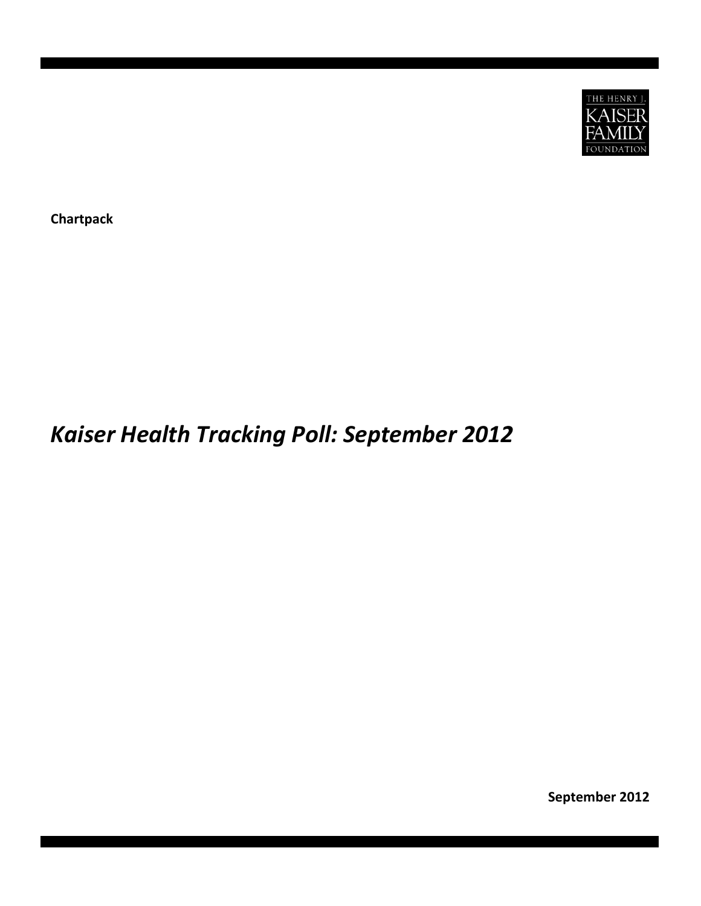THE HENRY J. KAISER FAMILY FOUNDATION

**Chartpack**

# *Kaiser Health Tracking Poll: September 2012*

**September 2012**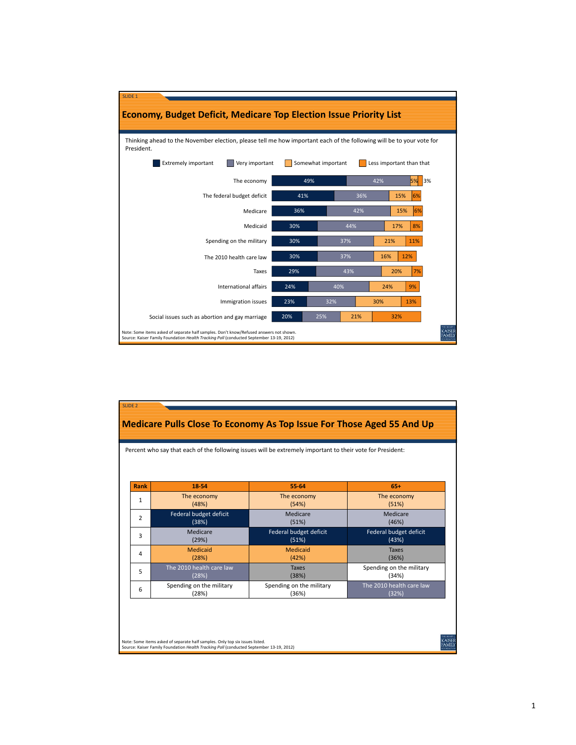SLIDE 1

## Economy, Budget Deficit, Medicare Top Election Issue Priority List

Thinking ahead to the November election, please tell me how important each of the following will be to your vote for President.

| | Extremely important | Very important | Somewhat important | Less important than that |
|---|---|---|---|---|
| The economy | 49% | 42% | 5% | 3% |
| The federal budget deficit | 41% | 36% | 15% | 6% |
| Medicare | 36% | 42% | 15% | 6% |
| Medicaid | 30% | 44% | 17% | 8% |
| Spending on the military | 30% | 37% | 21% | 11% |
| The 2010 health care law | 30% | 37% | 16% | 12% |
| Taxes | 29% | 43% | 20% | 7% |
| International affairs | 24% | 40% | 24% | 9% |
| Immigration issues | 23% | 32% | 30% | 13% |
| Social issues such as abortion and gay marriage | 20% | 25% | 21% | 32% |

Note: Some items asked of separate half samples. Don't know/Refused answers not shown.
Source: Kaiser Family Foundation *Health Tracking Poll* (conducted September 13-19, 2012)

SLIDE 2

## Medicare Pulls Close To Economy As Top Issue For Those Aged 55 And Up

Percent who say that each of the following issues will be extremely important to their vote for President:

| Rank | 18-54 | 55-64 | 65+ |
|---|---|---|---|
| 1 | The economy (48%) | The economy (54%) | The economy (51%) |
| 2 | Federal budget deficit (38%) | Medicare (51%) | Medicare (46%) |
| 3 | Medicare (29%) | Federal budget deficit (51%) | Federal budget deficit (43%) |
| 4 | Medicaid (28%) | Medicaid (42%) | Taxes (36%) |
| 5 | The 2010 health care law (28%) | Taxes (38%) | Spending on the military (34%) |
| 6 | Spending on the military (28%) | Spending on the military (36%) | The 2010 health care law (32%) |

Note: Some items asked of separate half samples. Only top six issues listed.
Source: Kaiser Family Foundation *Health Tracking Poll* (conducted September 13-19, 2012)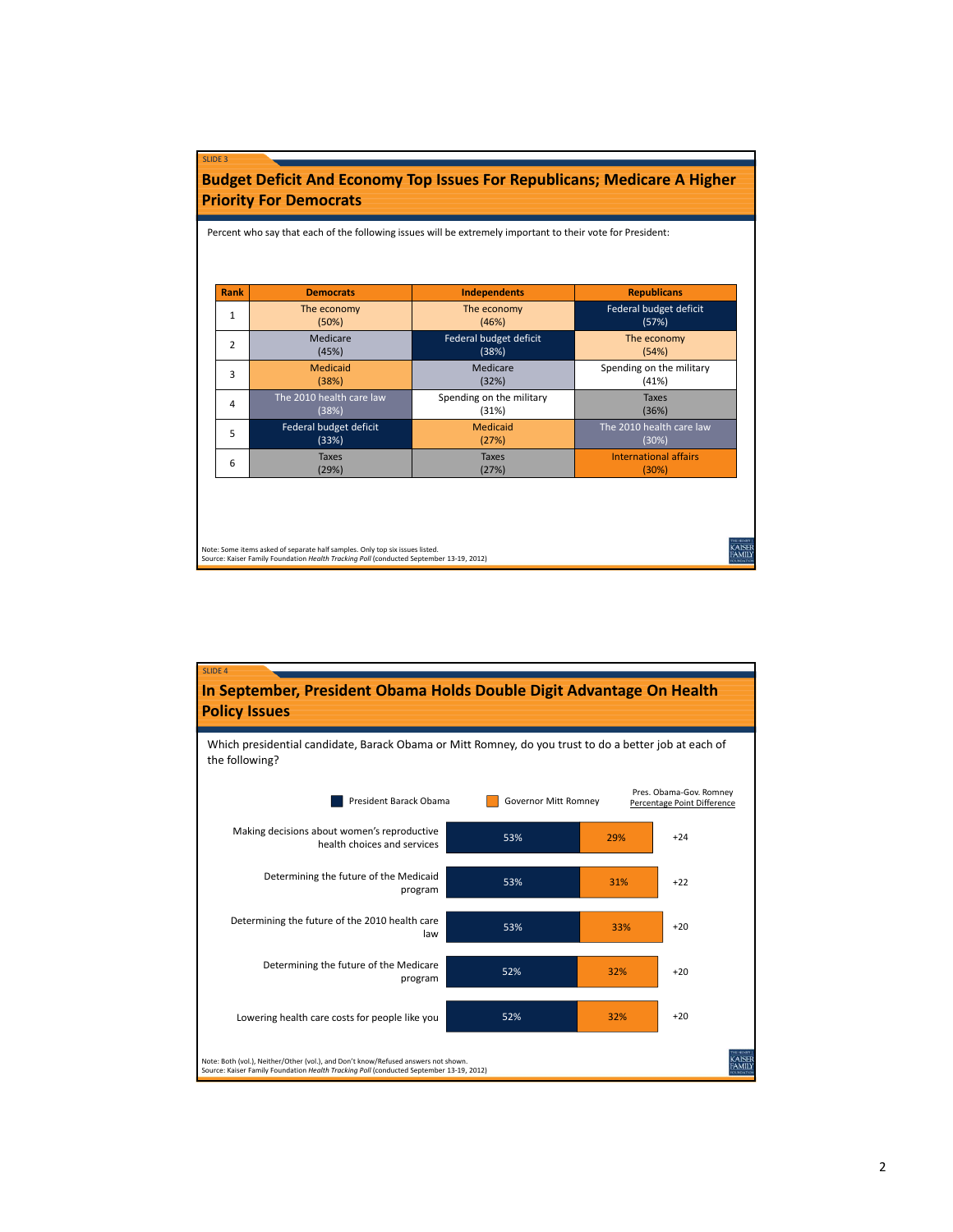SLIDE 3

## Budget Deficit And Economy Top Issues For Republicans; Medicare A Higher Priority For Democrats

Percent who say that each of the following issues will be extremely important to their vote for President:

| Rank | Democrats | Independents | Republicans |
|---|---|---|---|
| 1 | The economy (50%) | The economy (46%) | Federal budget deficit (57%) |
| 2 | Medicare (45%) | Federal budget deficit (38%) | The economy (54%) |
| 3 | Medicaid (38%) | Medicare (32%) | Spending on the military (41%) |
| 4 | The 2010 health care law (38%) | Spending on the military (31%) | Taxes (36%) |
| 5 | Federal budget deficit (33%) | Medicaid (27%) | The 2010 health care law (30%) |
| 6 | Taxes (29%) | Taxes (27%) | International affairs (30%) |

Note: Some items asked of separate half samples. Only top six issues listed.
Source: Kaiser Family Foundation *Health Tracking Poll* (conducted September 13-19, 2012)

SLIDE 4

## In September, President Obama Holds Double Digit Advantage On Health Policy Issues

Which presidential candidate, Barack Obama or Mitt Romney, do you trust to do a better job at each of the following?

| | President Barack Obama | Governor Mitt Romney | Pres. Obama-Gov. Romney Percentage Point Difference |
|---|---|---|---|
| Making decisions about women's reproductive health choices and services | 53% | 29% | +24 |
| Determining the future of the Medicaid program | 53% | 31% | +22 |
| Determining the future of the 2010 health care law | 53% | 33% | +20 |
| Determining the future of the Medicare program | 52% | 32% | +20 |
| Lowering health care costs for people like you | 52% | 32% | +20 |

Note: Both (vol.), Neither/Other (vol.), and Don't know/Refused answers not shown.
Source: Kaiser Family Foundation *Health Tracking Poll* (conducted September 13-19, 2012)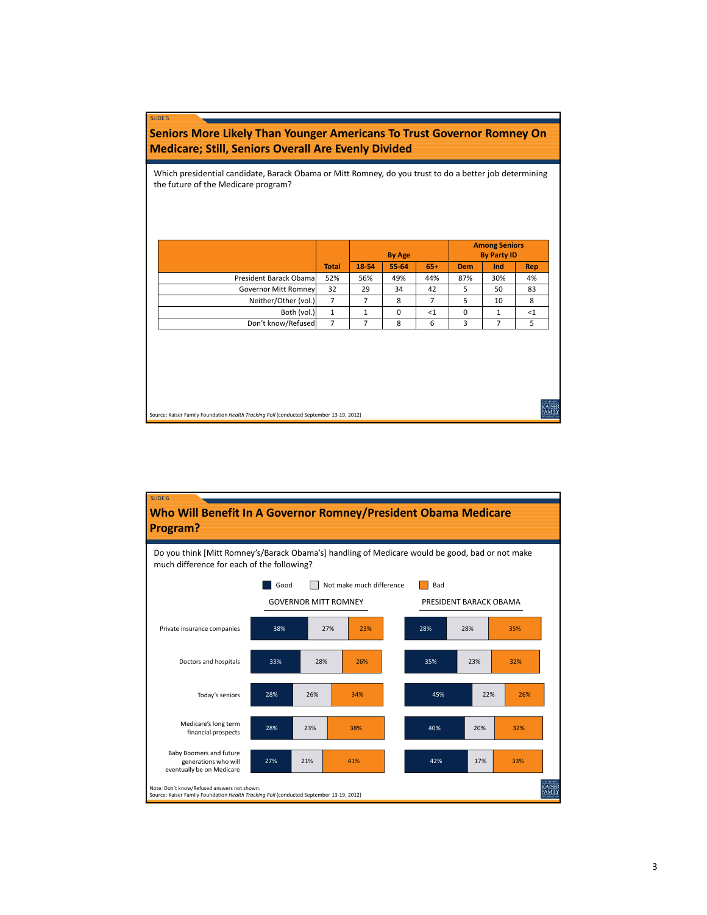SLIDE 5

## Seniors More Likely Than Younger Americans To Trust Governor Romney On Medicare; Still, Seniors Overall Are Evenly Divided

Which presidential candidate, Barack Obama or Mitt Romney, do you trust to do a better job determining the future of the Medicare program?

| | | By Age | | | Among Seniors By Party ID | | |
|---|---|---|---|---|---|---|---|
| | Total | 18-54 | 55-64 | 65+ | Dem | Ind | Rep |
| President Barack Obama | 52% | 56% | 49% | 44% | 87% | 30% | 4% |
| Governor Mitt Romney | 32 | 29 | 34 | 42 | 5 | 50 | 83 |
| Neither/Other (vol.) | 7 | 7 | 8 | 7 | 5 | 10 | 8 |
| Both (vol.) | 1 | 1 | 0 | <1 | 0 | 1 | <1 |
| Don't know/Refused | 7 | 7 | 8 | 6 | 3 | 7 | 5 |

Source: Kaiser Family Foundation *Health Tracking Poll* (conducted September 13-19, 2012)

SLIDE 6

## Who Will Benefit In A Governor Romney/President Obama Medicare Program?

Do you think [Mitt Romney's/Barack Obama's] handling of Medicare would be good, bad or not make much difference for each of the following?

| | Governor Mitt Romney: Good | Governor Mitt Romney: Not make much difference | Governor Mitt Romney: Bad | President Barack Obama: Good | President Barack Obama: Not make much difference | President Barack Obama: Bad |
|---|---|---|---|---|---|---|
| Private insurance companies | 38% | 27% | 23% | 28% | 28% | 35% |
| Doctors and hospitals | 33% | 28% | 26% | 35% | 23% | 32% |
| Today's seniors | 28% | 26% | 34% | 45% | 22% | 26% |
| Medicare's long term financial prospects | 28% | 23% | 38% | 40% | 20% | 32% |
| Baby Boomers and future generations who will eventually be on Medicare | 27% | 21% | 41% | 42% | 17% | 33% |

Note: Don't know/Refused answers not shown.
Source: Kaiser Family Foundation *Health Tracking Poll* (conducted September 13-19, 2012)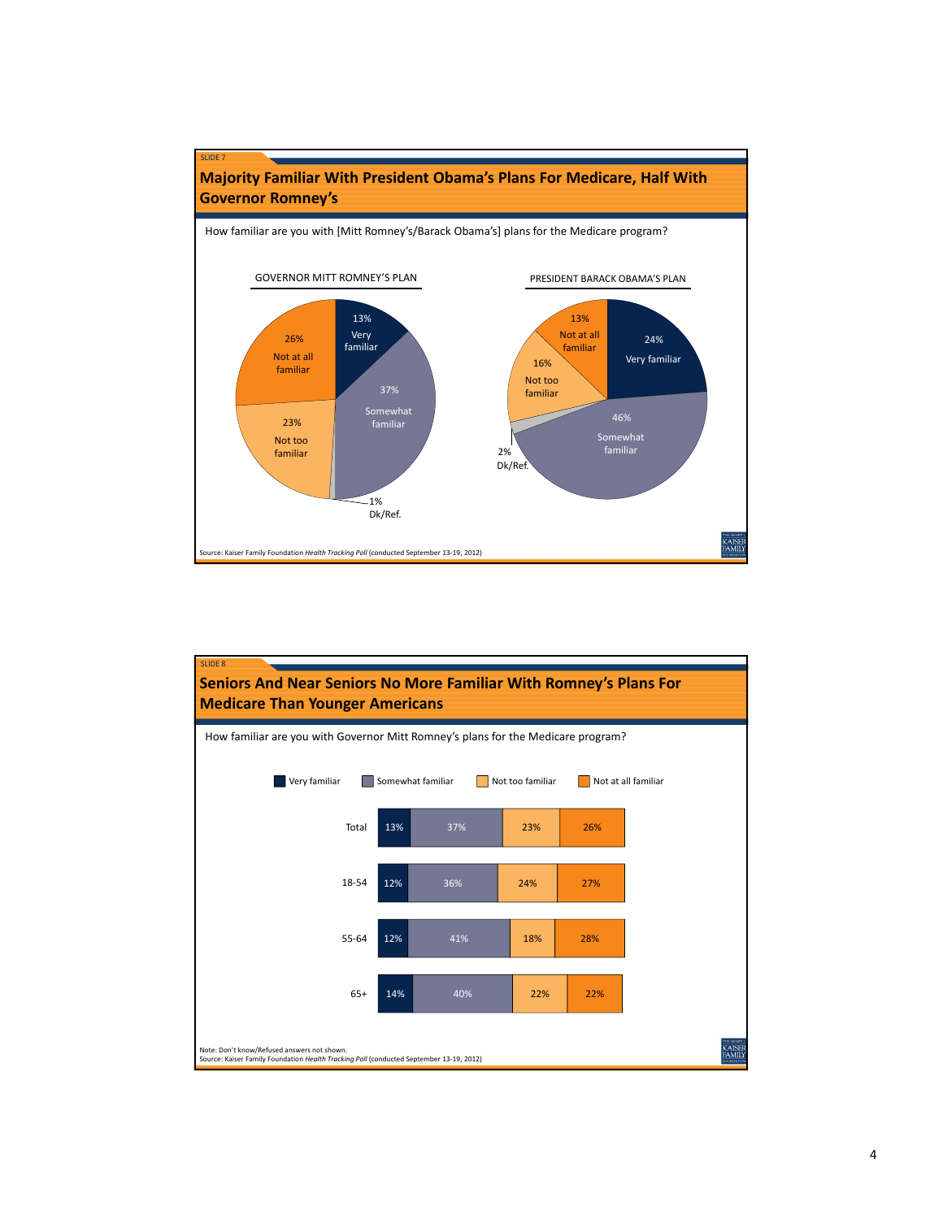SLIDE 7

## Majority Familiar With President Obama's Plans For Medicare, Half With Governor Romney's

How familiar are you with [Mitt Romney's/Barack Obama's] plans for the Medicare program?

| | GOVERNOR MITT ROMNEY'S PLAN | PRESIDENT BARACK OBAMA'S PLAN |
|---|---|---|
| Very familiar | 13% | 24% |
| Somewhat familiar | 37% | 46% |
| Not too familiar | 23% | 16% |
| Not at all familiar | 26% | 13% |
| Dk/Ref. | 1% | 2% |

Source: Kaiser Family Foundation *Health Tracking Poll* (conducted September 13-19, 2012)

SLIDE 8

## Seniors And Near Seniors No More Familiar With Romney's Plans For Medicare Than Younger Americans

How familiar are you with Governor Mitt Romney's plans for the Medicare program?

| | Very familiar | Somewhat familiar | Not too familiar | Not at all familiar |
|---|---|---|---|---|
| Total | 13% | 37% | 23% | 26% |
| 18-54 | 12% | 36% | 24% | 27% |
| 55-64 | 12% | 41% | 18% | 28% |
| 65+ | 14% | 40% | 22% | 22% |

Note: Don't know/Refused answers not shown.
Source: Kaiser Family Foundation *Health Tracking Poll* (conducted September 13-19, 2012)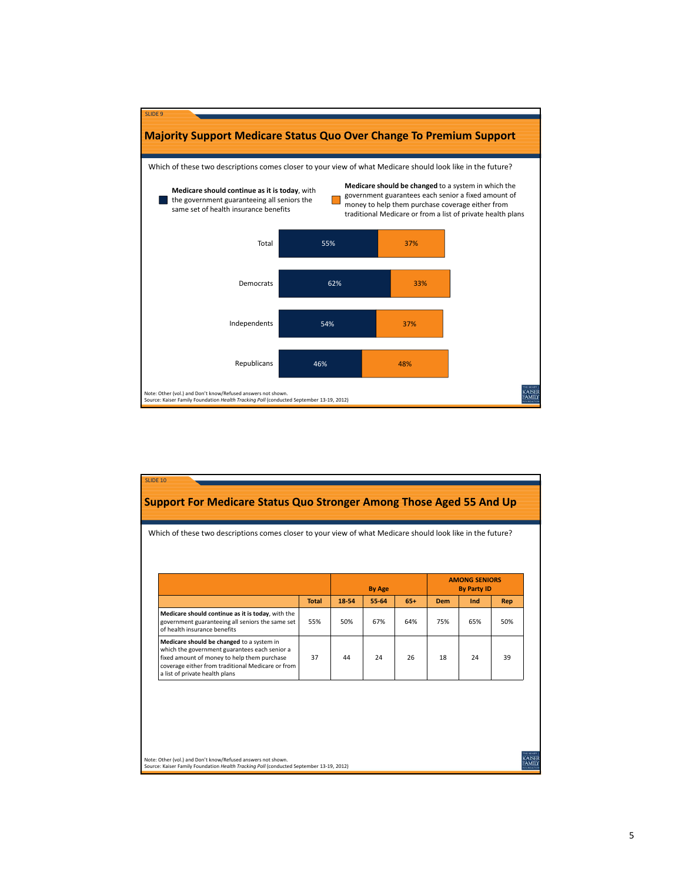SLIDE 9

## Majority Support Medicare Status Quo Over Change To Premium Support

Which of these two descriptions comes closer to your view of what Medicare should look like in the future?

- **Medicare should continue as it is today**, with the government guaranteeing all seniors the same set of health insurance benefits
- **Medicare should be changed** to a system in which the government guarantees each senior a fixed amount of money to help them purchase coverage either from traditional Medicare or from a list of private health plans

| | Medicare should continue as it is today | Medicare should be changed |
|---|---|---|
| Total | 55% | 37% |
| Democrats | 62% | 33% |
| Independents | 54% | 37% |
| Republicans | 46% | 48% |

Note: Other (vol.) and Don't know/Refused answers not shown.
Source: Kaiser Family Foundation *Health Tracking Poll* (conducted September 13-19, 2012)

SLIDE 10

## Support For Medicare Status Quo Stronger Among Those Aged 55 And Up

Which of these two descriptions comes closer to your view of what Medicare should look like in the future?

| | | By Age | | | AMONG SENIORS By Party ID | | |
|---|---|---|---|---|---|---|---|
| | **Total** | **18-54** | **55-64** | **65+** | **Dem** | **Ind** | **Rep** |
| **Medicare should continue as it is today**, with the government guaranteeing all seniors the same set of health insurance benefits | 55% | 50% | 67% | 64% | 75% | 65% | 50% |
| **Medicare should be changed** to a system in which the government guarantees each senior a fixed amount of money to help them purchase coverage either from traditional Medicare or from a list of private health plans | 37 | 44 | 24 | 26 | 18 | 24 | 39 |

Note: Other (vol.) and Don't know/Refused answers not shown.
Source: Kaiser Family Foundation *Health Tracking Poll* (conducted September 13-19, 2012)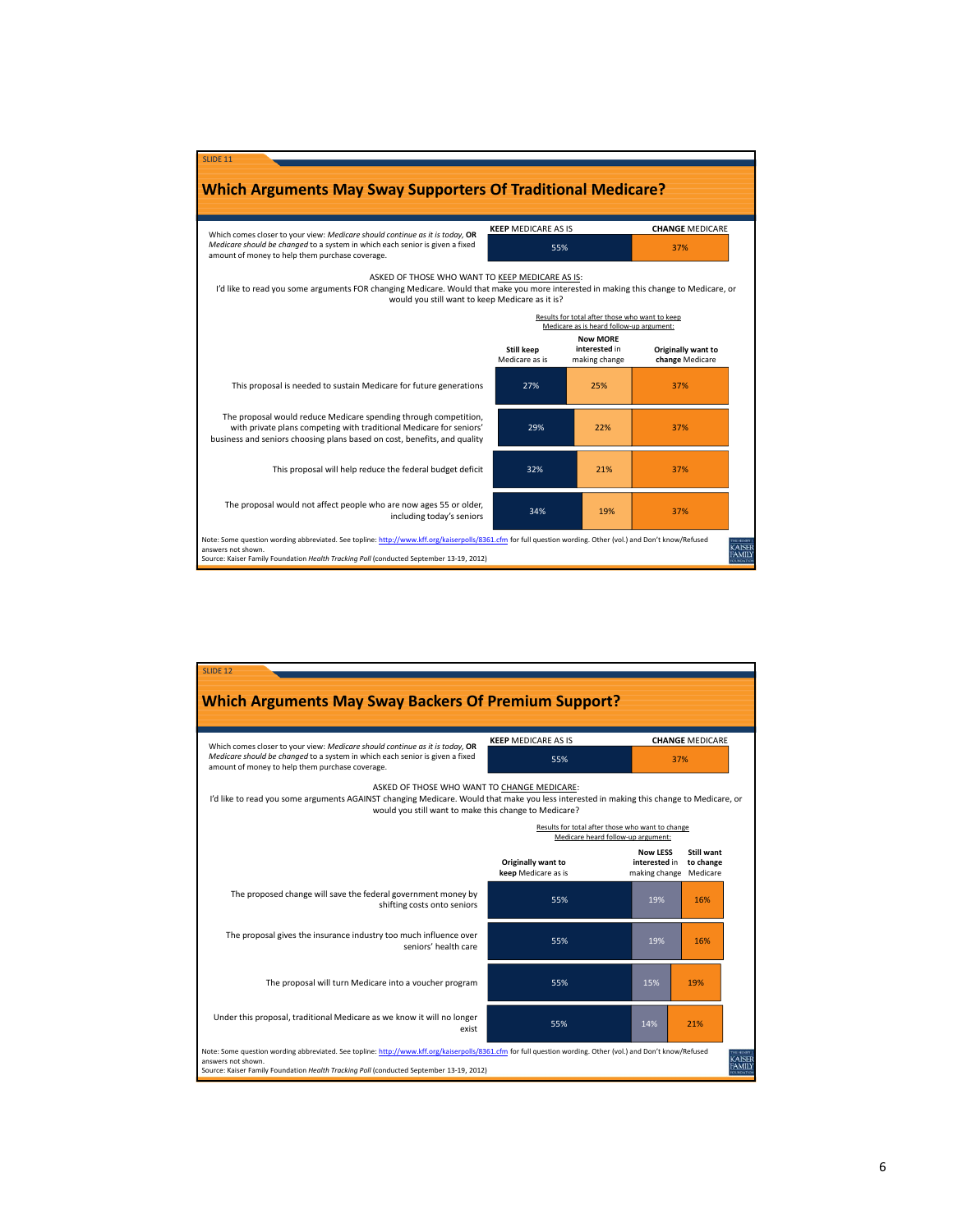SLIDE 11

## Which Arguments May Sway Supporters Of Traditional Medicare?

Which comes closer to your view: *Medicare should continue as it is today*, **OR** *Medicare should be changed* to a system in which each senior is given a fixed amount of money to help them purchase coverage.

| **KEEP** MEDICARE AS IS | **CHANGE** MEDICARE |
|---|---|
| 55% | 37% |

ASKED OF THOSE WHO WANT TO KEEP MEDICARE AS IS:
I'd like to read you some arguments FOR changing Medicare. Would that make you more interested in making this change to Medicare, or would you still want to keep Medicare as it is?

Results for total after those who want to keep Medicare as is heard follow-up argument:

| | **Still keep** Medicare as is | **Now MORE interested** in making change | **Originally want to change** Medicare |
|---|---|---|---|
| This proposal is needed to sustain Medicare for future generations | 27% | 25% | 37% |
| The proposal would reduce Medicare spending through competition, with private plans competing with traditional Medicare for seniors' business and seniors choosing plans based on cost, benefits, and quality | 29% | 22% | 37% |
| This proposal will help reduce the federal budget deficit | 32% | 21% | 37% |
| The proposal would not affect people who are now ages 55 or older, including today's seniors | 34% | 19% | 37% |

Note: Some question wording abbreviated. See topline: http://www.kff.org/kaiserpolls/8361.cfm for full question wording. Other (vol.) and Don't know/Refused answers not shown.
Source: Kaiser Family Foundation *Health Tracking Poll* (conducted September 13-19, 2012)

SLIDE 12

## Which Arguments May Sway Backers Of Premium Support?

Which comes closer to your view: *Medicare should continue as it is today*, **OR** *Medicare should be changed* to a system in which each senior is given a fixed amount of money to help them purchase coverage.

| **KEEP** MEDICARE AS IS | **CHANGE** MEDICARE |
|---|---|
| 55% | 37% |

ASKED OF THOSE WHO WANT TO CHANGE MEDICARE:
I'd like to read you some arguments AGAINST changing Medicare. Would that make you less interested in making this change to Medicare, or would you still want to make this change to Medicare?

Results for total after those who want to change Medicare heard follow-up argument:

| | **Originally want to keep** Medicare as is | **Now LESS interested** in making change | **Still want to change** Medicare |
|---|---|---|---|
| The proposed change will save the federal government money by shifting costs onto seniors | 55% | 19% | 16% |
| The proposal gives the insurance industry too much influence over seniors' health care | 55% | 19% | 16% |
| The proposal will turn Medicare into a voucher program | 55% | 15% | 19% |
| Under this proposal, traditional Medicare as we know it will no longer exist | 55% | 14% | 21% |

Note: Some question wording abbreviated. See topline: http://www.kff.org/kaiserpolls/8361.cfm for full question wording. Other (vol.) and Don't know/Refused answers not shown.
Source: Kaiser Family Foundation *Health Tracking Poll* (conducted September 13-19, 2012)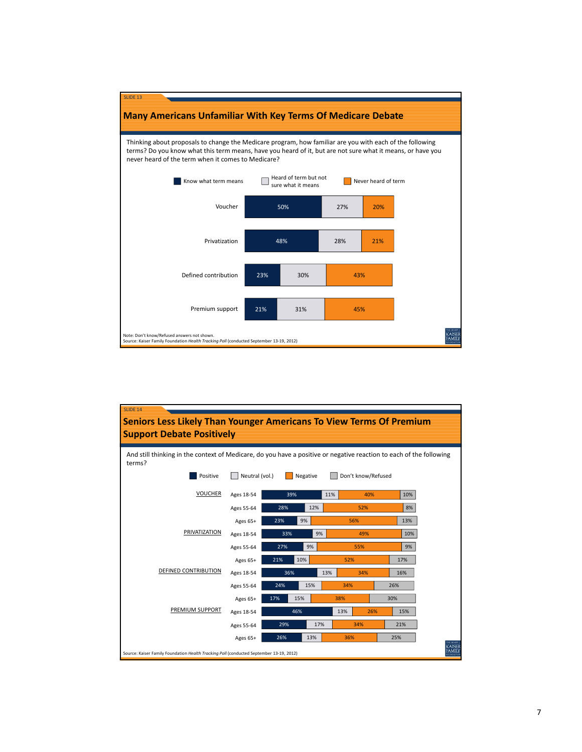SLIDE 13

## Many Americans Unfamiliar With Key Terms Of Medicare Debate

Thinking about proposals to change the Medicare program, how familiar are you with each of the following terms? Do you know what this term means, have you heard of it, but are not sure what it means, or have you never heard of the term when it comes to Medicare?

| | Know what term means | Heard of term but not sure what it means | Never heard of term |
|---|---|---|---|
| Voucher | 50% | 27% | 20% |
| Privatization | 48% | 28% | 21% |
| Defined contribution | 23% | 30% | 43% |
| Premium support | 21% | 31% | 45% |

Note: Don't know/Refused answers not shown.
Source: Kaiser Family Foundation *Health Tracking Poll* (conducted September 13-19, 2012)

SLIDE 14

## Seniors Less Likely Than Younger Americans To View Terms Of Premium Support Debate Positively

And still thinking in the context of Medicare, do you have a positive or negative reaction to each of the following terms?

| Term | Age group | Positive | Neutral (vol.) | Negative | Don't know/Refused |
|---|---|---|---|---|---|
| VOUCHER | Ages 18-54 | 39% | 11% | 40% | 10% |
| | Ages 55-64 | 28% | 12% | 52% | 8% |
| | Ages 65+ | 23% | 9% | 56% | 13% |
| PRIVATIZATION | Ages 18-54 | 33% | 9% | 49% | 10% |
| | Ages 55-64 | 27% | 9% | 55% | 9% |
| | Ages 65+ | 21% | 10% | 52% | 17% |
| DEFINED CONTRIBUTION | Ages 18-54 | 36% | 13% | 34% | 16% |
| | Ages 55-64 | 24% | 15% | 34% | 26% |
| | Ages 65+ | 17% | 15% | 38% | 30% |
| PREMIUM SUPPORT | Ages 18-54 | 46% | 13% | 26% | 15% |
| | Ages 55-64 | 29% | 17% | 34% | 21% |
| | Ages 65+ | 26% | 13% | 36% | 25% |

Source: Kaiser Family Foundation *Health Tracking Poll* (conducted September 13-19, 2012)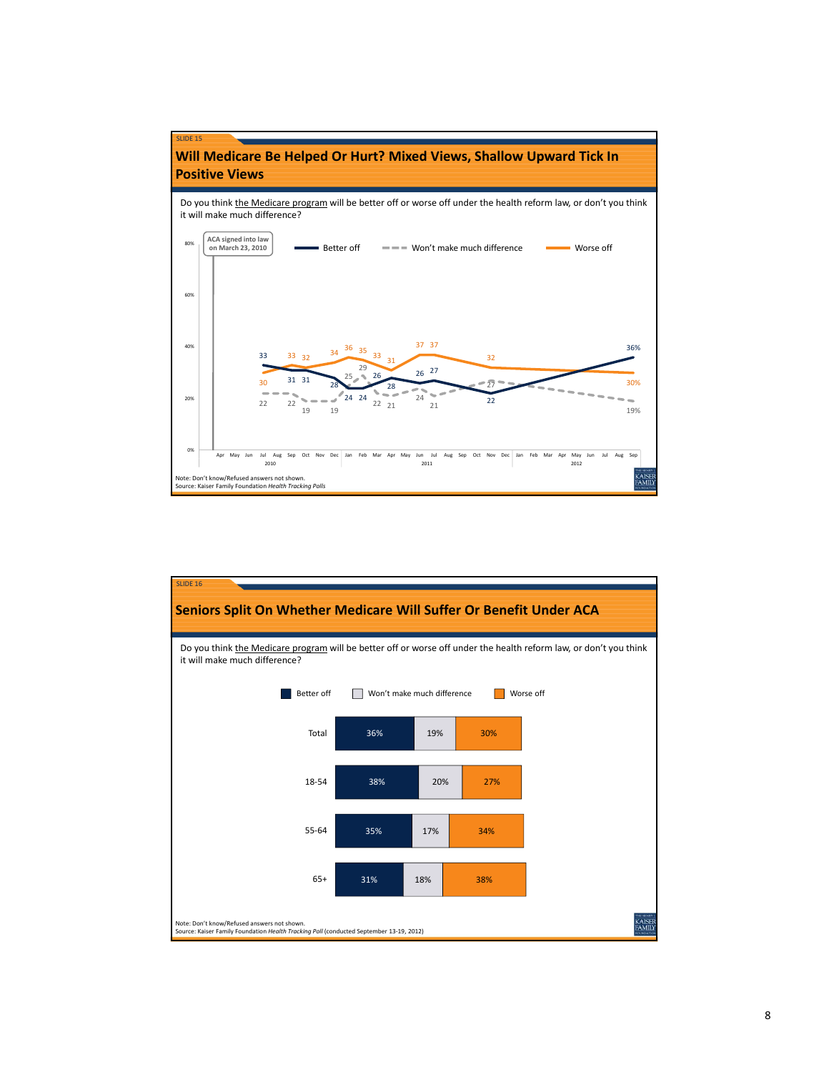SLIDE 15

## Will Medicare Be Helped Or Hurt? Mixed Views, Shallow Upward Tick In Positive Views

Do you think the Medicare program will be better off or worse off under the health reform law, or don't you think it will make much difference?

ACA signed into law on March 23, 2010

Better off | Won't make much difference | Worse off

Note: Don't know/Refused answers not shown.
Source: Kaiser Family Foundation *Health Tracking Polls*

SLIDE 16

## Seniors Split On Whether Medicare Will Suffer Or Benefit Under ACA

Do you think the Medicare program will be better off or worse off under the health reform law, or don't you think it will make much difference?

| | Better off | Won't make much difference | Worse off |
|---|---|---|---|
| Total | 36% | 19% | 30% |
| 18-54 | 38% | 20% | 27% |
| 55-64 | 35% | 17% | 34% |
| 65+ | 31% | 18% | 38% |

Note: Don't know/Refused answers not shown.
Source: Kaiser Family Foundation *Health Tracking Poll* (conducted September 13-19, 2012)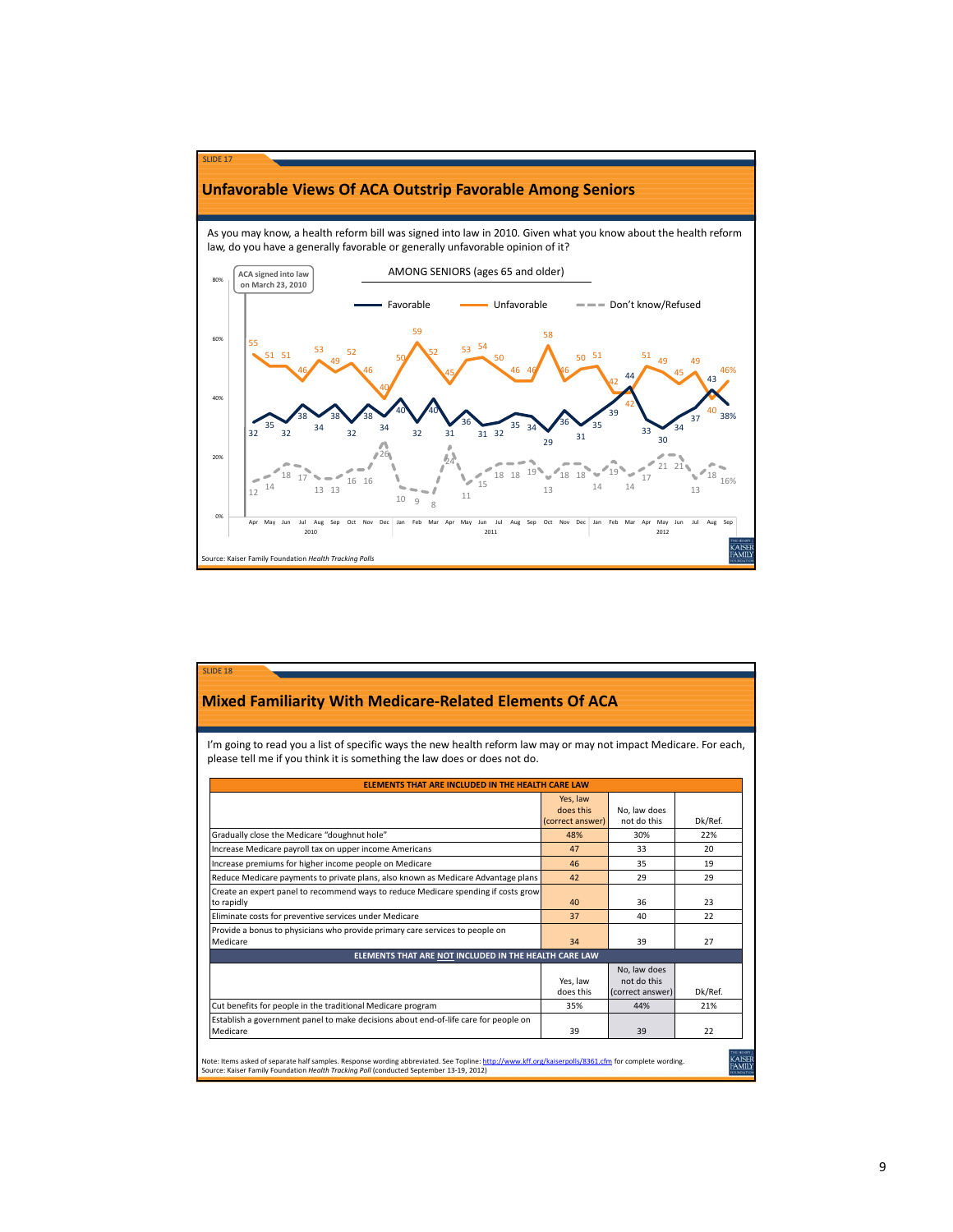SLIDE 17

## Unfavorable Views Of ACA Outstrip Favorable Among Seniors

As you may know, a health reform bill was signed into law in 2010. Given what you know about the health reform law, do you have a generally favorable or generally unfavorable opinion of it?

AMONG SENIORS (ages 65 and older)

ACA signed into law on March 23, 2010

Favorable — Unfavorable — Don't know/Refused

Source: Kaiser Family Foundation *Health Tracking Polls*

SLIDE 18

## Mixed Familiarity With Medicare-Related Elements Of ACA

I'm going to read you a list of specific ways the new health reform law may or may not impact Medicare. For each, please tell me if you think it is something the law does or does not do.

| ELEMENTS THAT ARE INCLUDED IN THE HEALTH CARE LAW | | | |
|---|---|---|---|
| | Yes, law does this (correct answer) | No, law does not do this | Dk/Ref. |
| Gradually close the Medicare "doughnut hole" | 48% | 30% | 22% |
| Increase Medicare payroll tax on upper income Americans | 47 | 33 | 20 |
| Increase premiums for higher income people on Medicare | 46 | 35 | 19 |
| Reduce Medicare payments to private plans, also known as Medicare Advantage plans | 42 | 29 | 29 |
| Create an expert panel to recommend ways to reduce Medicare spending if costs grow to rapidly | 40 | 36 | 23 |
| Eliminate costs for preventive services under Medicare | 37 | 40 | 22 |
| Provide a bonus to physicians who provide primary care services to people on Medicare | 34 | 39 | 27 |
| **ELEMENTS THAT ARE NOT INCLUDED IN THE HEALTH CARE LAW** | | | |
| | Yes, law does this | No, law does not do this (correct answer) | Dk/Ref. |
| Cut benefits for people in the traditional Medicare program | 35% | 44% | 21% |
| Establish a government panel to make decisions about end-of-life care for people on Medicare | 39 | 39 | 22 |

Note: Items asked of separate half samples. Response wording abbreviated. See Topline: http://www.kff.org/kaiserpolls/8361.cfm for complete wording.
Source: Kaiser Family Foundation *Health Tracking Poll* (conducted September 13-19, 2012)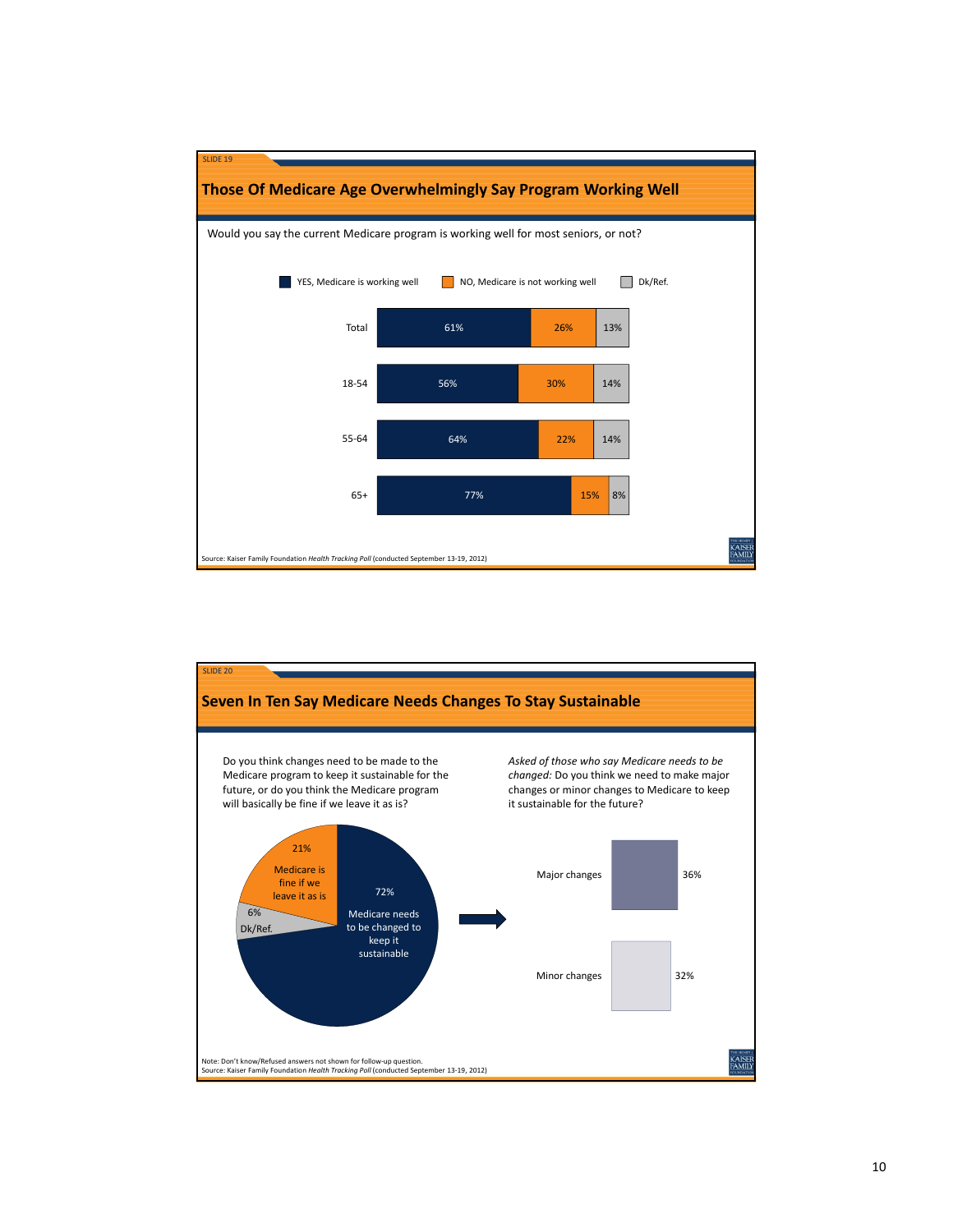SLIDE 19

## Those Of Medicare Age Overwhelmingly Say Program Working Well

Would you say the current Medicare program is working well for most seniors, or not?

| | YES, Medicare is working well | NO, Medicare is not working well | Dk/Ref. |
|---|---|---|---|
| Total | 61% | 26% | 13% |
| 18-54 | 56% | 30% | 14% |
| 55-64 | 64% | 22% | 14% |
| 65+ | 77% | 15% | 8% |

Source: Kaiser Family Foundation *Health Tracking Poll* (conducted September 13-19, 2012)

SLIDE 20

## Seven In Ten Say Medicare Needs Changes To Stay Sustainable

Do you think changes need to be made to the Medicare program to keep it sustainable for the future, or do you think the Medicare program will basically be fine if we leave it as is?

| Response | Percent |
|---|---|
| Medicare needs to be changed to keep it sustainable | 72% |
| Medicare is fine if we leave it as is | 21% |
| Dk/Ref. | 6% |

*Asked of those who say Medicare needs to be changed:* Do you think we need to make major changes or minor changes to Medicare to keep it sustainable for the future?

| Response | Percent |
|---|---|
| Major changes | 36% |
| Minor changes | 32% |

Note: Don't know/Refused answers not shown for follow-up question.
Source: Kaiser Family Foundation *Health Tracking Poll* (conducted September 13-19, 2012)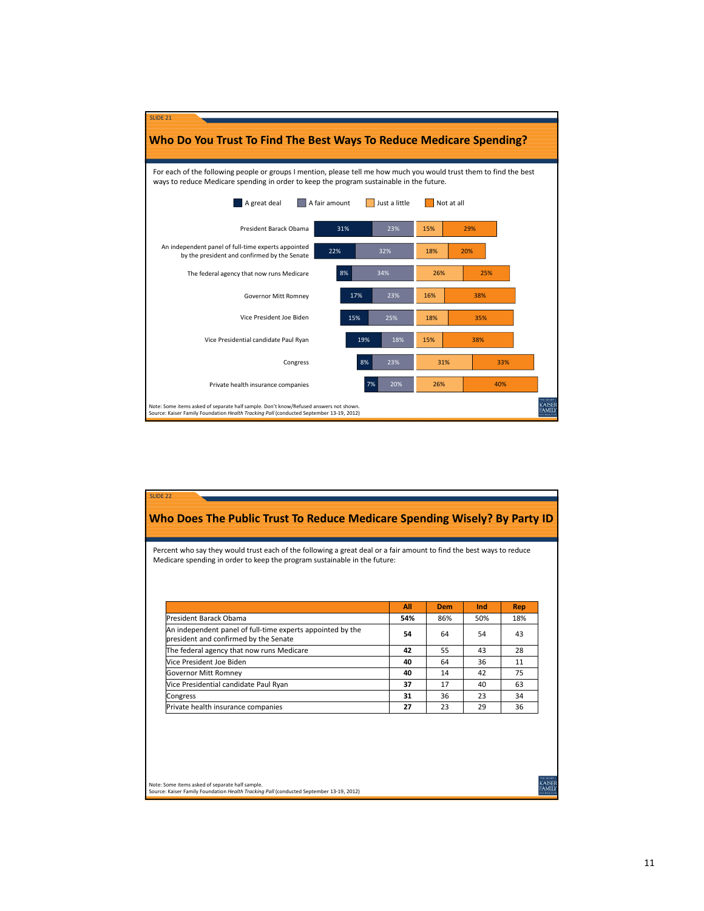SLIDE 21

## Who Do You Trust To Find The Best Ways To Reduce Medicare Spending?

For each of the following people or groups I mention, please tell me how much you would trust them to find the best ways to reduce Medicare spending in order to keep the program sustainable in the future.

| | A great deal | A fair amount | Just a little | Not at all |
|---|---|---|---|---|
| President Barack Obama | 31% | 23% | 15% | 29% |
| An independent panel of full-time experts appointed by the president and confirmed by the Senate | 22% | 32% | 18% | 20% |
| The federal agency that now runs Medicare | 8% | 34% | 26% | 25% |
| Governor Mitt Romney | 17% | 23% | 16% | 38% |
| Vice President Joe Biden | 15% | 25% | 18% | 35% |
| Vice Presidential candidate Paul Ryan | 19% | 18% | 15% | 38% |
| Congress | 8% | 23% | 31% | 33% |
| Private health insurance companies | 7% | 20% | 26% | 40% |

Note: Some items asked of separate half sample. Don't know/Refused answers not shown.
Source: Kaiser Family Foundation *Health Tracking Poll* (conducted September 13-19, 2012)

SLIDE 22

## Who Does The Public Trust To Reduce Medicare Spending Wisely? By Party ID

Percent who say they would trust each of the following a great deal or a fair amount to find the best ways to reduce Medicare spending in order to keep the program sustainable in the future:

| | All | Dem | Ind | Rep |
|---|---|---|---|---|
| President Barack Obama | **54%** | 86% | 50% | 18% |
| An independent panel of full-time experts appointed by the president and confirmed by the Senate | **54** | 64 | 54 | 43 |
| The federal agency that now runs Medicare | **42** | 55 | 43 | 28 |
| Vice President Joe Biden | **40** | 64 | 36 | 11 |
| Governor Mitt Romney | **40** | 14 | 42 | 75 |
| Vice Presidential candidate Paul Ryan | **37** | 17 | 40 | 63 |
| Congress | **31** | 36 | 23 | 34 |
| Private health insurance companies | **27** | 23 | 29 | 36 |

Note: Some items asked of separate half sample.
Source: Kaiser Family Foundation *Health Tracking Poll* (conducted September 13-19, 2012)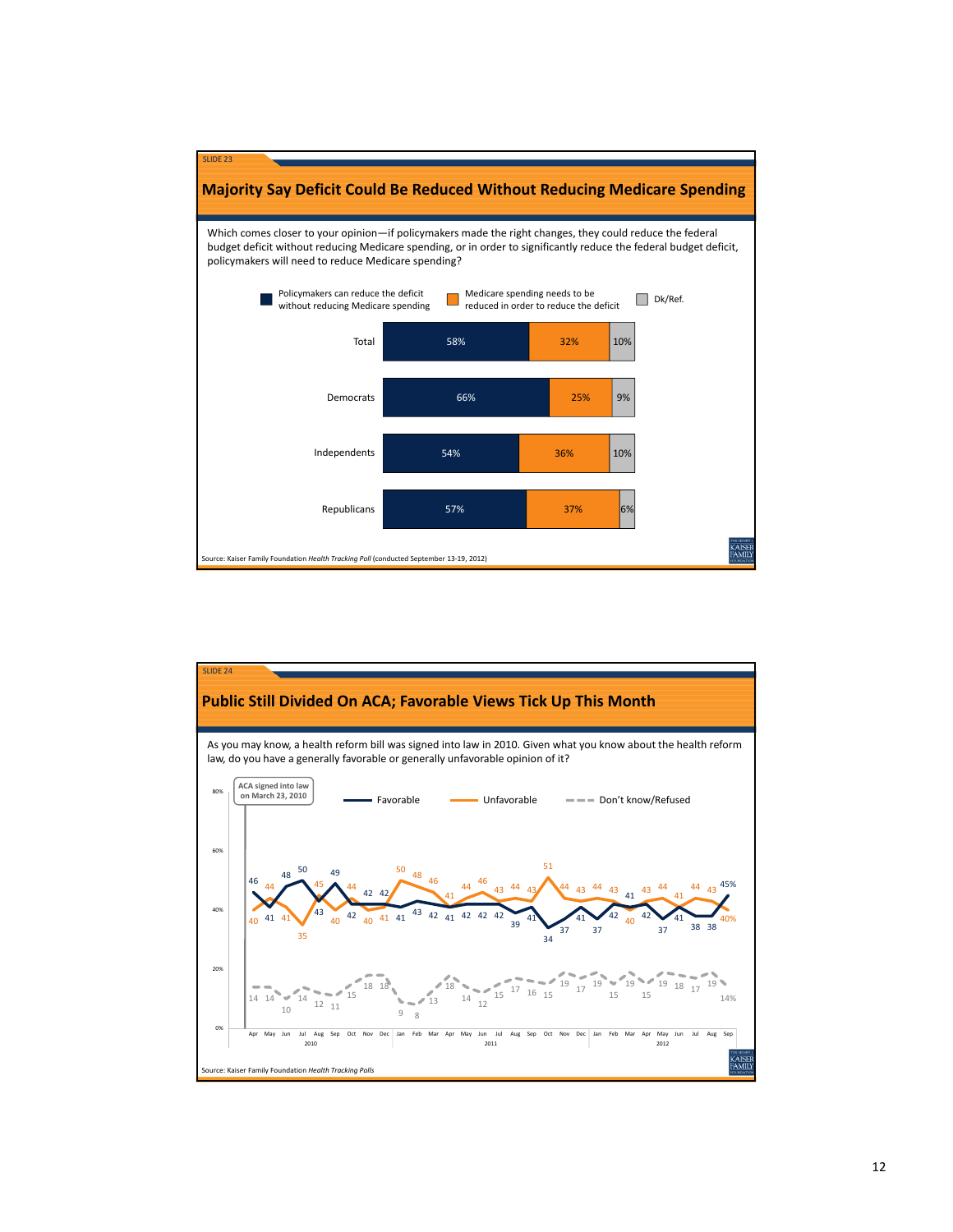SLIDE 23

## Majority Say Deficit Could Be Reduced Without Reducing Medicare Spending

Which comes closer to your opinion—if policymakers made the right changes, they could reduce the federal budget deficit without reducing Medicare spending, or in order to significantly reduce the federal budget deficit, policymakers will need to reduce Medicare spending?

| | Policymakers can reduce the deficit without reducing Medicare spending | Medicare spending needs to be reduced in order to reduce the deficit | Dk/Ref. |
|---|---|---|---|
| Total | 58% | 32% | 10% |
| Democrats | 66% | 25% | 9% |
| Independents | 54% | 36% | 10% |
| Republicans | 57% | 37% | 6% |

Source: Kaiser Family Foundation *Health Tracking Poll* (conducted September 13-19, 2012)

SLIDE 24

## Public Still Divided On ACA; Favorable Views Tick Up This Month

As you may know, a health reform bill was signed into law in 2010. Given what you know about the health reform law, do you have a generally favorable or generally unfavorable opinion of it?

ACA signed into law on March 23, 2010

| | Apr 2010 | May | Jun | Jul | Aug | Sep | Oct | Nov | Dec | Jan 2011 | Feb | Mar | Apr | May | Jun | Jul | Aug | Sep | Oct | Nov | Dec | Jan 2012 | Feb | Mar | Apr | May | Jun | Jul | Aug | Sep |
|---|---|---|---|---|---|---|---|---|---|---|---|---|---|---|---|---|---|---|---|---|---|---|---|---|---|---|---|---|---|---|
| Favorable | 46 | 41 | 48 | 50 | 43 | 49 | 42 | 42 | 42 | 41 | 43 | 42 | 41 | 42 | 42 | 42 | 39 | 41 | 34 | 37 | 41 | 37 | 42 | 41 | 42 | 37 | 41 | 38 | 38 | 45% |
| Unfavorable | 40 | 44 | 41 | 35 | 45 | 40 | 44 | 40 | 41 | 50 | 48 | 46 | 41 | 44 | 46 | 43 | 44 | 43 | 51 | 44 | 43 | 44 | 43 | 40 | 43 | 44 | 41 | 44 | 43 | 40% |
| Don't know/Refused | 14 | 14 | 10 | 14 | 12 | 11 | 15 | 18 | 18 | 9 | 8 | 13 | 18 | 14 | 12 | 15 | 17 | 16 | 15 | 19 | 17 | 19 | 15 | 19 | 15 | 19 | 18 | 17 | 19 | 14% |

Source: Kaiser Family Foundation *Health Tracking Polls*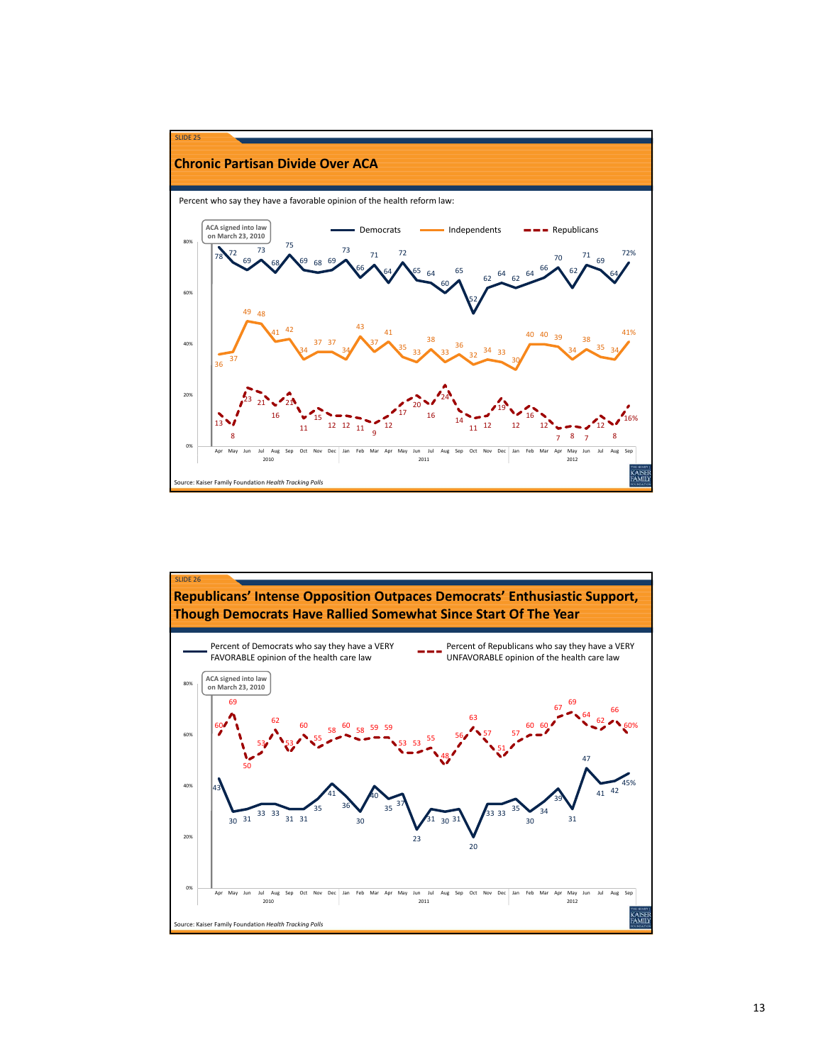SLIDE 25

## Chronic Partisan Divide Over ACA

Percent who say they have a favorable opinion of the health reform law:

ACA signed into law on March 23, 2010

Democrats | Independents | Republicans

| | Apr 2010 | May | Jun | Jul | Aug | Sep | Oct | Nov | Dec | Jan 2011 | Feb | Mar | Apr | May | Jun | Jul | Aug | Sep | Oct | Nov | Dec | Jan 2012 | Feb | Mar | Apr | May | Jun | Jul | Aug | Sep |
|---|---|---|---|---|---|---|---|---|---|---|---|---|---|---|---|---|---|---|---|---|---|---|---|---|---|---|---|---|---|---|
| Democrats | 78 | 72 | 69 | 73 | 68 | 75 | 69 | 68 | 69 | 73 | 66 | 71 | 64 | 72 | 65 | 64 | 60 | 65 | 52 | 62 | 64 | 62 | 64 | 66 | 70 | 62 | 71 | 69 | 64 | 72% |
| Independents | 36 | 37 | 49 | 48 | 41 | 42 | 34 | 37 | 37 | 34 | 43 | 37 | 41 | 35 | 33 | 38 | 33 | 36 | 32 | 34 | 33 | 30 | 40 | 40 | 39 | 34 | 38 | 35 | 34 | 41% |
| Republicans | 13 | 8 | 23 | 21 | 16 | 21 | 11 | 15 | 12 | 12 | 11 | 9 | 12 | 17 | 20 | 16 | 24 | 14 | 11 | 12 | 19 | 12 | 16 | 12 | 7 | 8 | 7 | 12 | 8 | 16% |

Source: Kaiser Family Foundation *Health Tracking Polls*

SLIDE 26

## Republicans' Intense Opposition Outpaces Democrats' Enthusiastic Support, Though Democrats Have Rallied Somewhat Since Start Of The Year

Percent of Democrats who say they have a VERY FAVORABLE opinion of the health care law

Percent of Republicans who say they have a VERY UNFAVORABLE opinion of the health care law

ACA signed into law on March 23, 2010

| | Apr 2010 | May | Jun | Jul | Aug | Sep | Oct | Nov | Dec | Jan 2011 | Feb | Mar | Apr | May | Jun | Jul | Aug | Sep | Oct | Nov | Dec | Jan 2012 | Feb | Mar | Apr | May | Jun | Jul | Aug | Sep |
|---|---|---|---|---|---|---|---|---|---|---|---|---|---|---|---|---|---|---|---|---|---|---|---|---|---|---|---|---|---|---|
| Democrats very favorable | 43 | 30 | 31 | 33 | 33 | 31 | 31 | 35 | 41 | 36 | 30 | 40 | 35 | 37 | 23 | 31 | 30 | 31 | 20 | 33 | 33 | 35 | 30 | 34 | 39 | 31 | 47 | 41 | 42 | 45% |
| Republicans very unfavorable | 60 | 69 | 50 | 53 | 62 | 53 | 60 | 55 | 58 | 60 | 58 | 59 | 59 | 53 | 53 | 55 | 48 | 56 | 63 | 57 | 51 | 57 | 60 | 60 | 67 | 69 | 64 | 62 | 66 | 60% |

Source: Kaiser Family Foundation *Health Tracking Polls*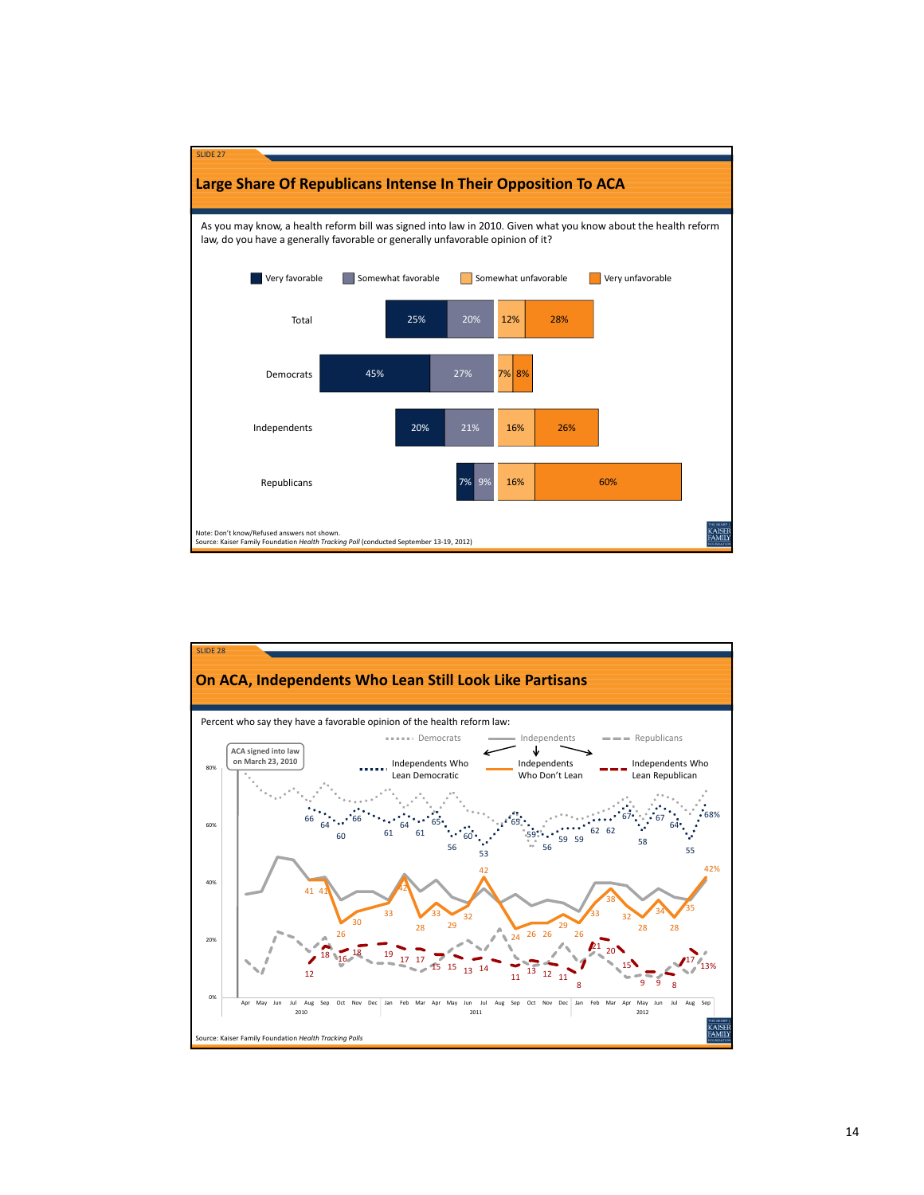SLIDE 27

## Large Share Of Republicans Intense In Their Opposition To ACA

As you may know, a health reform bill was signed into law in 2010. Given what you know about the health reform law, do you have a generally favorable or generally unfavorable opinion of it?

| | Very favorable | Somewhat favorable | Somewhat unfavorable | Very unfavorable |
|---|---|---|---|---|
| Total | 25% | 20% | 12% | 28% |
| Democrats | 45% | 27% | 7% | 8% |
| Independents | 20% | 21% | 16% | 26% |
| Republicans | 7% | 9% | 16% | 60% |

Note: Don't know/Refused answers not shown.
Source: Kaiser Family Foundation *Health Tracking Poll* (conducted September 13-19, 2012)

SLIDE 28

## On ACA, Independents Who Lean Still Look Like Partisans

Percent who say they have a favorable opinion of the health reform law:

Legend: Democrats; Independents; Republicans; Independents Who Lean Democratic; Independents Who Don't Lean; Independents Who Lean Republican

ACA signed into law on March 23, 2010

Independents Who Lean Democratic: 66, 64, 60, 66, 61, 64, 61, 65, 56, 60, 53, 65, 59, 56, 59, 59, 62, 62, 67, 58, 67, 64, 55, 68%

Independents Who Don't Lean: 41, 41, 26, 30, 33, 42, 28, 33, 29, 32, 42, 24, 26, 26, 29, 26, 33, 38, 32, 28, 34, 28, 35, 42%

Independents Who Lean Republican: 12, 18, 16, 18, 19, 17, 17, 15, 15, 13, 14, 11, 13, 12, 11, 8, 21, 20, 15, 9, 9, 8, 17, 13%

Apr May Jun Jul Aug Sep Oct Nov Dec (2010) Jan Feb Mar Apr May Jun Jul Aug Sep Oct Nov Dec (2011) Jan Feb Mar Apr May Jun Jul Aug Sep (2012)

Source: Kaiser Family Foundation *Health Tracking Polls*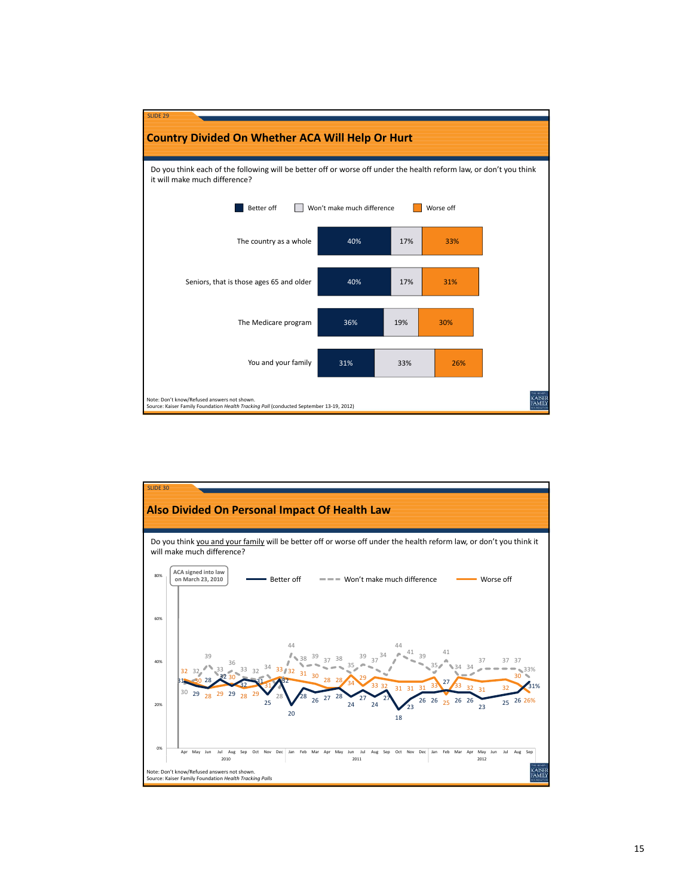SLIDE 29

## Country Divided On Whether ACA Will Help Or Hurt

Do you think each of the following will be better off or worse off under the health reform law, or don't you think it will make much difference?

| | Better off | Won't make much difference | Worse off |
|---|---|---|---|
| The country as a whole | 40% | 17% | 33% |
| Seniors, that is those ages 65 and older | 40% | 17% | 31% |
| The Medicare program | 36% | 19% | 30% |
| You and your family | 31% | 33% | 26% |

Note: Don't know/Refused answers not shown.
Source: Kaiser Family Foundation *Health Tracking Poll* (conducted September 13-19, 2012)

SLIDE 30

## Also Divided On Personal Impact Of Health Law

Do you think you and your family will be better off or worse off under the health reform law, or don't you think it will make much difference?

ACA signed into law on March 23, 2010

Better off — Won't make much difference — Worse off

Note: Don't know/Refused answers not shown.
Source: Kaiser Family Foundation *Health Tracking Polls*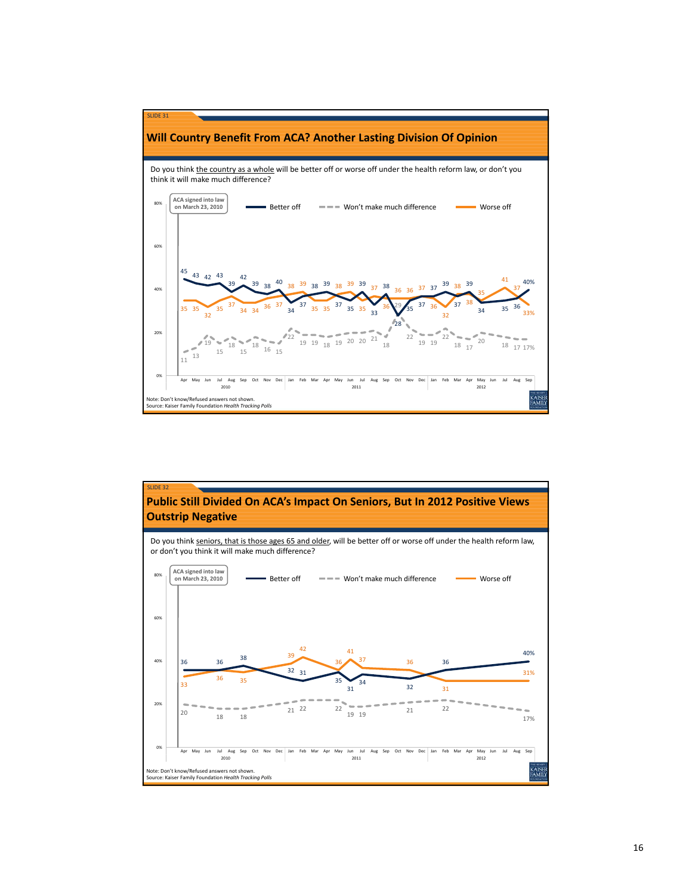SLIDE 31

## Will Country Benefit From ACA? Another Lasting Division Of Opinion

Do you think the country as a whole will be better off or worse off under the health reform law, or don't you think it will make much difference?

ACA signed into law on March 23, 2010

Better off — Won't make much difference — Worse off

Note: Don't know/Refused answers not shown.
Source: Kaiser Family Foundation *Health Tracking Polls*

SLIDE 32

## Public Still Divided On ACA's Impact On Seniors, But In 2012 Positive Views Outstrip Negative

Do you think seniors, that is those ages 65 and older, will be better off or worse off under the health reform law, or don't you think it will make much difference?

ACA signed into law on March 23, 2010

Better off — Won't make much difference — Worse off

Note: Don't know/Refused answers not shown.
Source: Kaiser Family Foundation *Health Tracking Polls*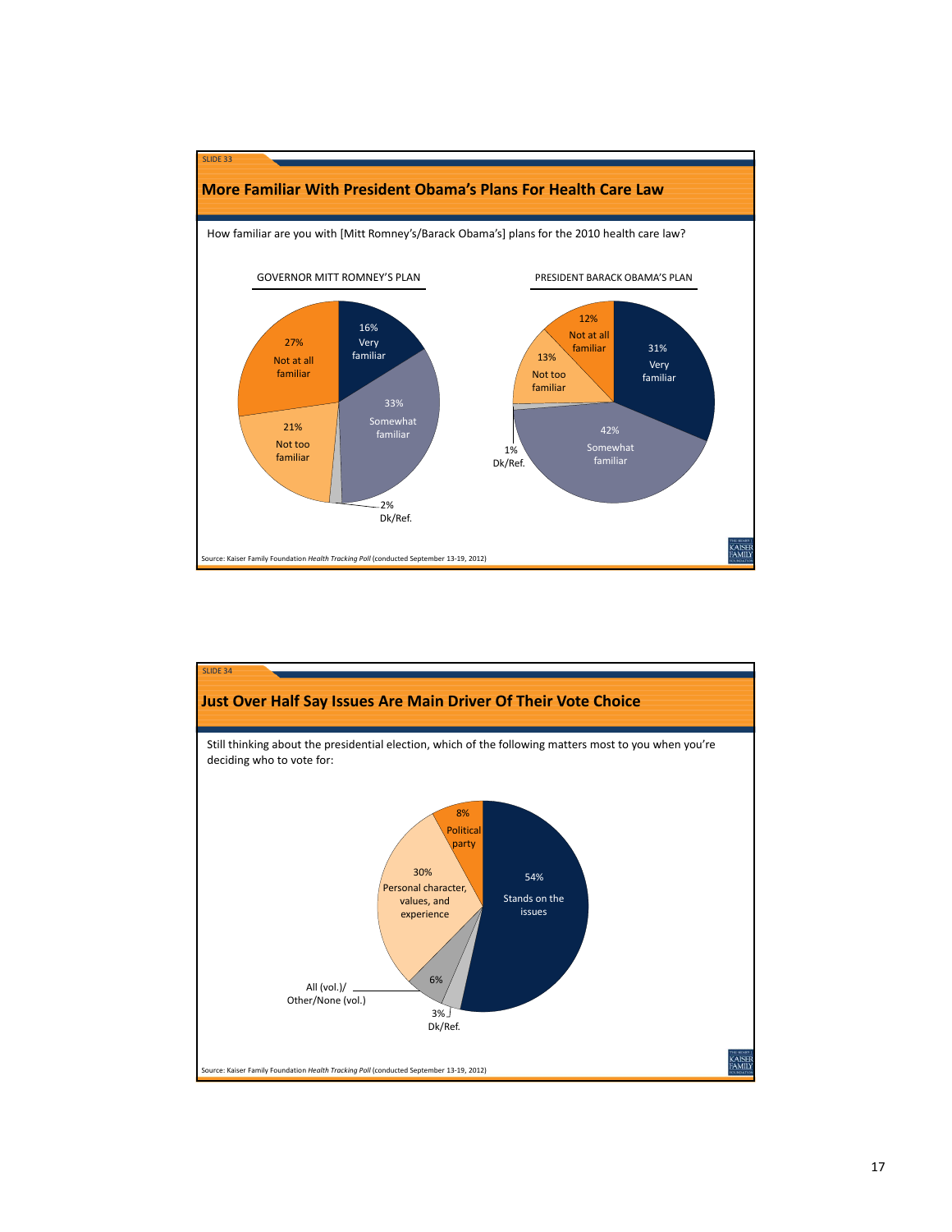SLIDE 33

## More Familiar With President Obama's Plans For Health Care Law

How familiar are you with [Mitt Romney's/Barack Obama's] plans for the 2010 health care law?

GOVERNOR MITT ROMNEY'S PLAN

| Response | Percent |
|---|---|
| Very familiar | 16% |
| Somewhat familiar | 33% |
| Not too familiar | 21% |
| Not at all familiar | 27% |
| Dk/Ref. | 2% |

PRESIDENT BARACK OBAMA'S PLAN

| Response | Percent |
|---|---|
| Very familiar | 31% |
| Somewhat familiar | 42% |
| Not too familiar | 13% |
| Not at all familiar | 12% |
| Dk/Ref. | 1% |

Source: Kaiser Family Foundation *Health Tracking Poll* (conducted September 13-19, 2012)

SLIDE 34

## Just Over Half Say Issues Are Main Driver Of Their Vote Choice

Still thinking about the presidential election, which of the following matters most to you when you're deciding who to vote for:

| Response | Percent |
|---|---|
| Stands on the issues | 54% |
| Personal character, values, and experience | 30% |
| Political party | 8% |
| All (vol.)/ Other/None (vol.) | 6% |
| Dk/Ref. | 3% |

Source: Kaiser Family Foundation *Health Tracking Poll* (conducted September 13-19, 2012)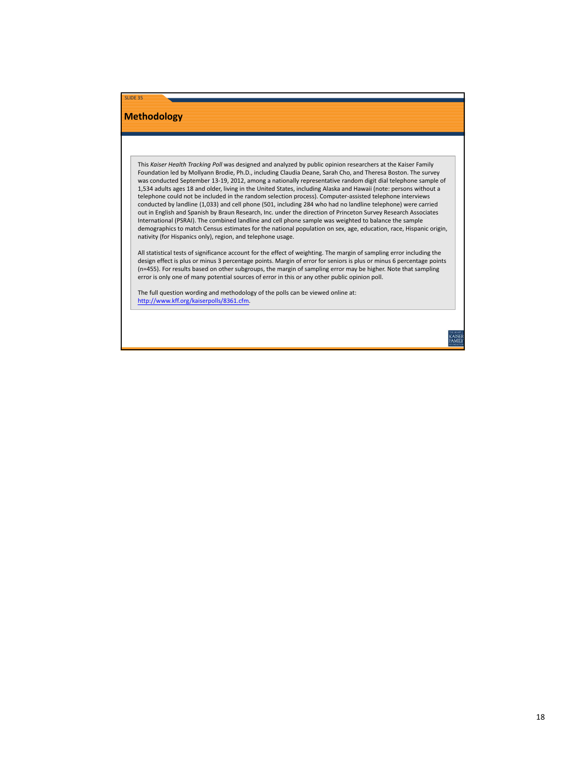SLIDE 35

## Methodology

This *Kaiser Health Tracking Poll* was designed and analyzed by public opinion researchers at the Kaiser Family Foundation led by Mollyann Brodie, Ph.D., including Claudia Deane, Sarah Cho, and Theresa Boston. The survey was conducted September 13-19, 2012, among a nationally representative random digit dial telephone sample of 1,534 adults ages 18 and older, living in the United States, including Alaska and Hawaii (note: persons without a telephone could not be included in the random selection process). Computer-assisted telephone interviews conducted by landline (1,033) and cell phone (501, including 284 who had no landline telephone) were carried out in English and Spanish by Braun Research, Inc. under the direction of Princeton Survey Research Associates International (PSRAI). The combined landline and cell phone sample was weighted to balance the sample demographics to match Census estimates for the national population on sex, age, education, race, Hispanic origin, nativity (for Hispanics only), region, and telephone usage.

All statistical tests of significance account for the effect of weighting. The margin of sampling error including the design effect is plus or minus 3 percentage points. Margin of error for seniors is plus or minus 6 percentage points (n=455). For results based on other subgroups, the margin of sampling error may be higher. Note that sampling error is only one of many potential sources of error in this or any other public opinion poll.

The full question wording and methodology of the polls can be viewed online at: http://www.kff.org/kaiserpolls/8361.cfm.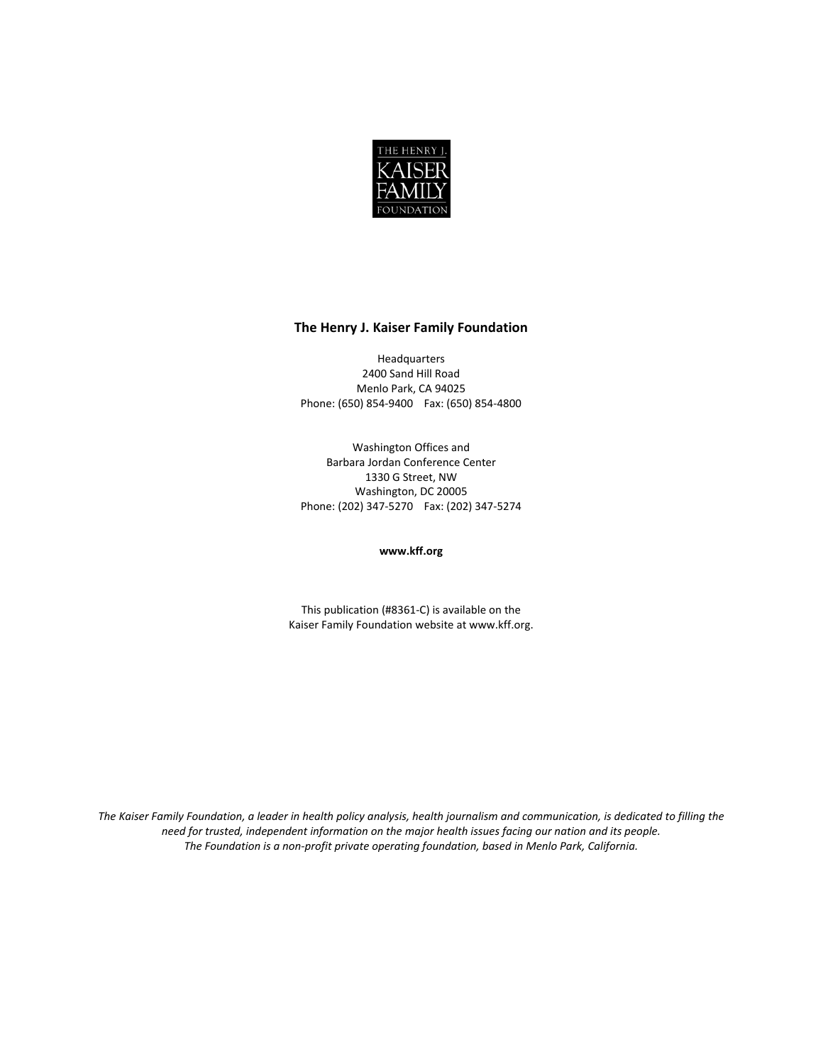THE HENRY J.
KAISER
FAMILY
FOUNDATION

**The Henry J. Kaiser Family Foundation**

Headquarters
2400 Sand Hill Road
Menlo Park, CA 94025
Phone: (650) 854-9400 Fax: (650) 854-4800

Washington Offices and
Barbara Jordan Conference Center
1330 G Street, NW
Washington, DC 20005
Phone: (202) 347-5270 Fax: (202) 347-5274

**www.kff.org**

This publication (#8361-C) is available on the
Kaiser Family Foundation website at www.kff.org.

*The Kaiser Family Foundation, a leader in health policy analysis, health journalism and communication, is dedicated to filling the need for trusted, independent information on the major health issues facing our nation and its people.*
*The Foundation is a non-profit private operating foundation, based in Menlo Park, California.*